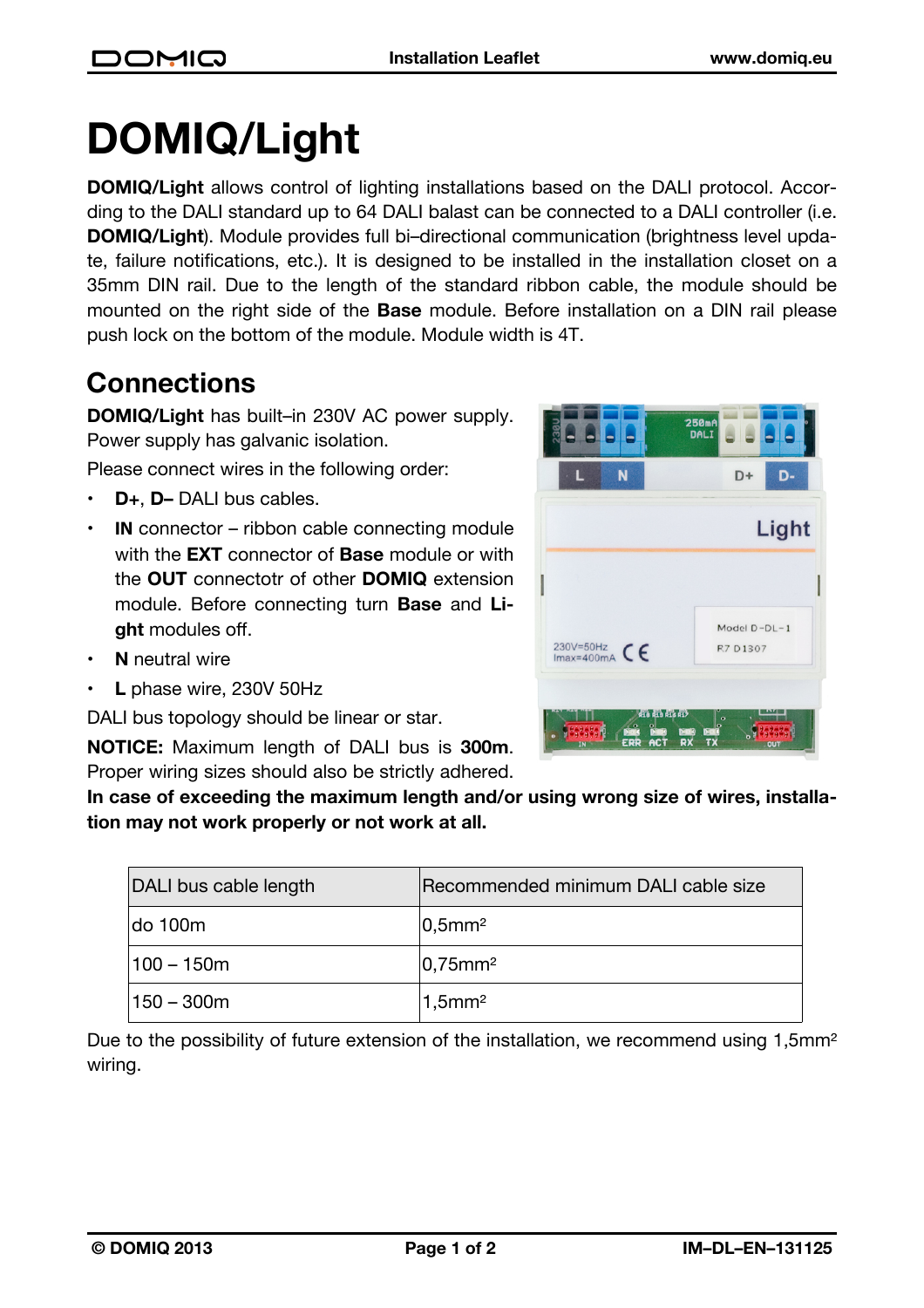# DOMIQ/Light

**DOMIQ/Light** allows control of lighting installations based on the DALI protocol. According to the DALI standard up to 64 DALI balast can be connected to a DALI controller (i.e. **DOMIQ/Light**). Module provides full bi–directional communication (brightness level update, failure notifications, etc.). It is designed to be installed in the installation closet on a 35mm DIN rail. Due to the length of the standard ribbon cable, the module should be mounted on the right side of the **Base** module. Before installation on a DIN rail please push lock on the bottom of the module. Module width is 4T.

## Connections

**DOMIQ/Light** has built–in 230V AC power supply. Power supply has galvanic isolation.

Please connect wires in the following order:

- **D+**, **D–** DALI bus cables.
- **IN** connector – ribbon cable connecting module with the **EXT** connector of **Base** module or with the **OUT** connectotr of other **DOMIQ** extension module. Before connecting turn **Base** and **Light** modules off.
- **N** neutral wire
- **L** phase wire, 230V 50Hz

DALI bus topology should be linear or star.

**NOTICE:** Maximum length of DALI bus is **300m**. Proper wiring sizes should also be strictly adhered. **In case of exceeding the maximum length and/or using wrong size of wires, installation may not work properly or not work at all.**

| DALI bus cable length | Recommended minimum DALI cable size |
|---|---|
| do 100m | 0,5mm² |
| 100 – 150m | 0,75mm² |
| 150 – 300m | 1,5mm² |

Due to the possibility of future extension of the installation, we recommend using 1,5mm² wiring.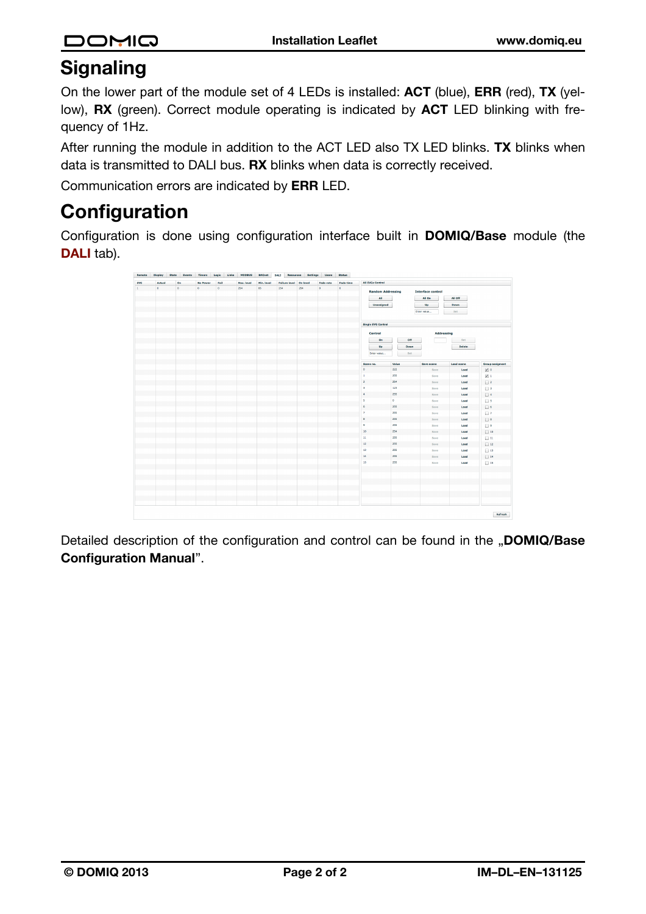# Signaling

On the lower part of the module set of 4 LEDs is installed: **ACT** (blue), **ERR** (red), **TX** (yellow), **RX** (green). Correct module operating is indicated by **ACT** LED blinking with frequency of 1Hz.

After running the module in addition to the ACT LED also TX LED blinks. **TX** blinks when data is transmitted to DALI bus. **RX** blinks when data is correctly received.

Communication errors are indicated by **ERR** LED.

# Configuration

Configuration is done using configuration interface built in **DOMIQ/Base** module (the **DALI** tab).

Detailed description of the configuration and control can be found in the „**DOMIQ/Base Configuration Manual**".